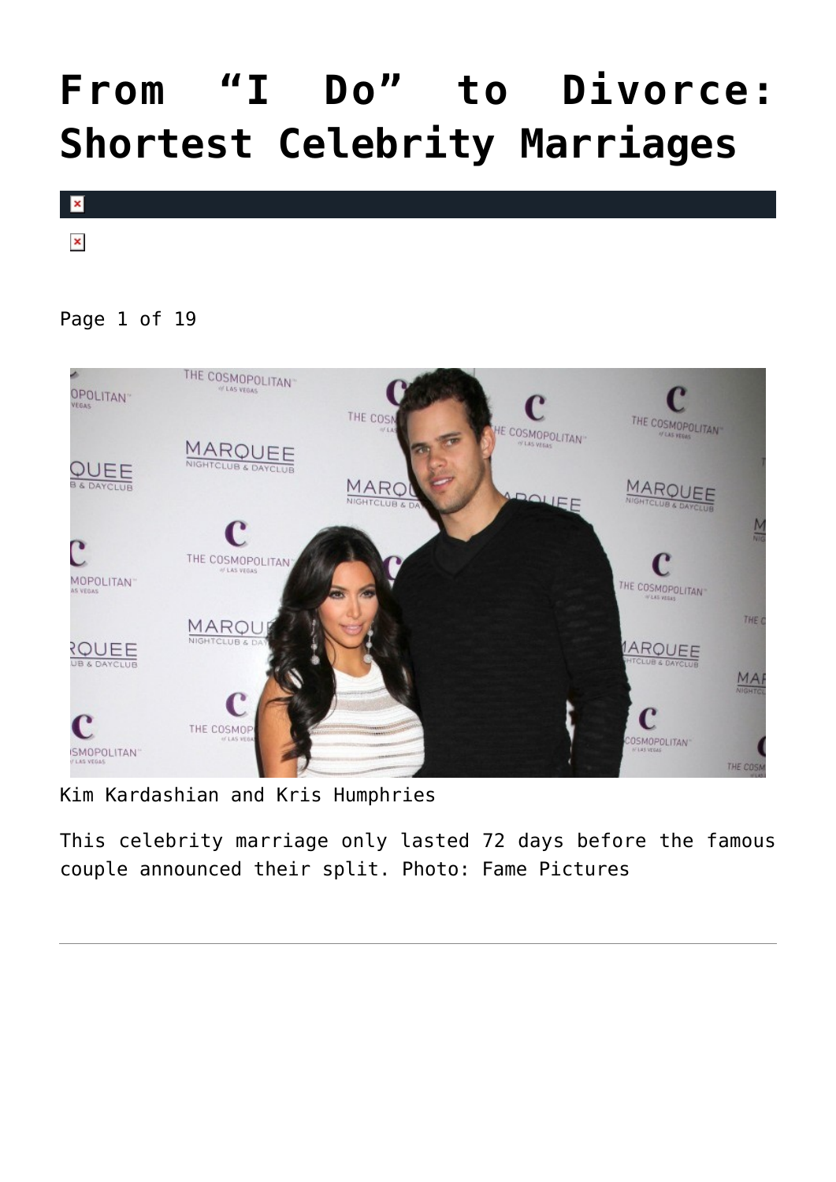# From "I Do" to Divorce: Shortest Celebrity Marriages

Page 1 of 19

Kim Kardashian and Kris Humphries

This celebrity marriage only lasted 72 days before the famous couple announced their split. Photo: Fame Pictures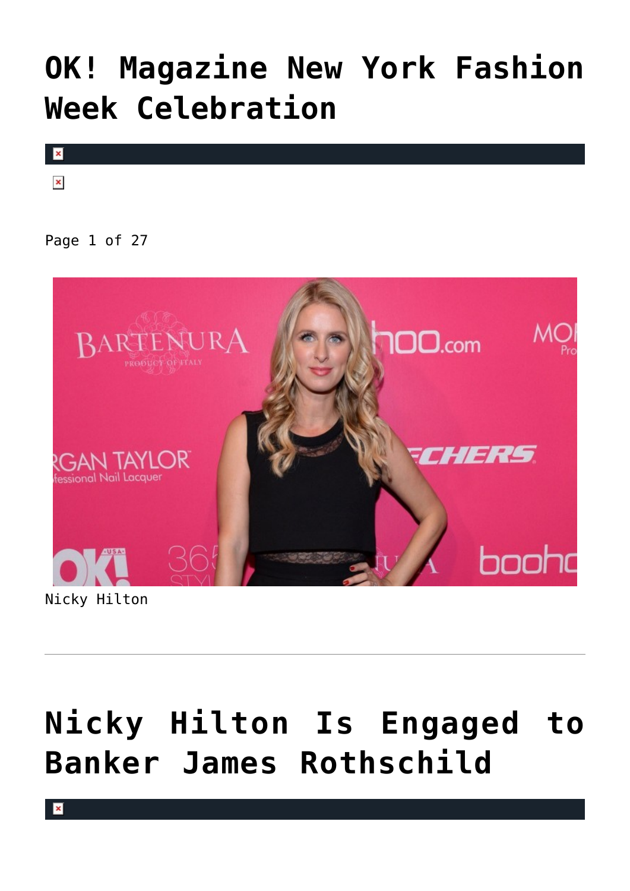# OK! Magazine New York Fashion Week Celebration

Page 1 of 27

Nicky Hilton

---

# Nicky Hilton Is Engaged to Banker James Rothschild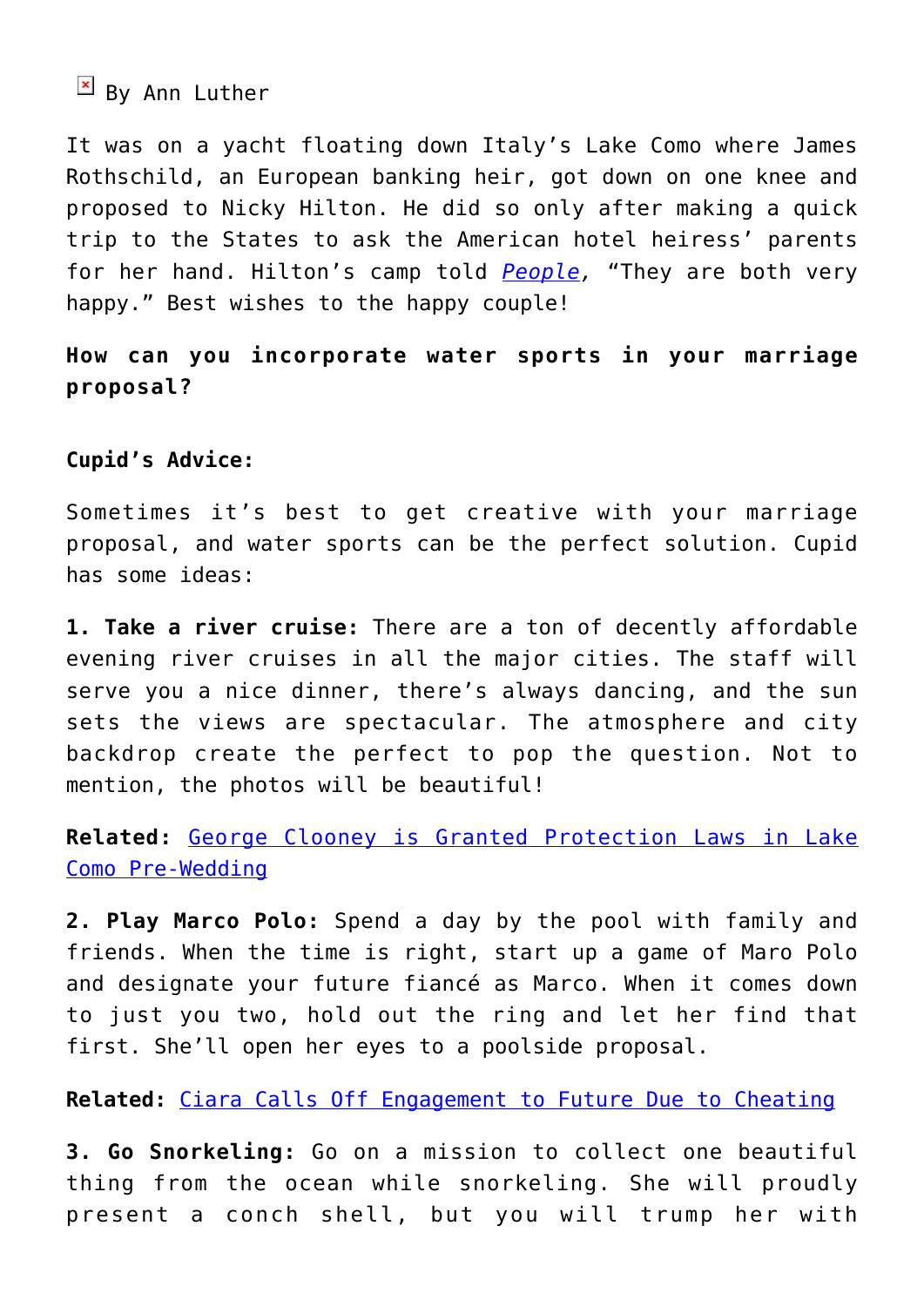By Ann Luther

It was on a yacht floating down Italy's Lake Como where James Rothschild, an European banking heir, got down on one knee and proposed to Nicky Hilton. He did so only after making a quick trip to the States to ask the American hotel heiress' parents for her hand. Hilton's camp told *People*, "They are both very happy." Best wishes to the happy couple!

**How can you incorporate water sports in your marriage proposal?**

**Cupid's Advice:**

Sometimes it's best to get creative with your marriage proposal, and water sports can be the perfect solution. Cupid has some ideas:

**1. Take a river cruise:** There are a ton of decently affordable evening river cruises in all the major cities. The staff will serve you a nice dinner, there's always dancing, and the sun sets the views are spectacular. The atmosphere and city backdrop create the perfect to pop the question. Not to mention, the photos will be beautiful!

**Related:** George Clooney is Granted Protection Laws in Lake Como Pre-Wedding

**2. Play Marco Polo:** Spend a day by the pool with family and friends. When the time is right, start up a game of Maro Polo and designate your future fiancé as Marco. When it comes down to just you two, hold out the ring and let her find that first. She'll open her eyes to a poolside proposal.

**Related:** Ciara Calls Off Engagement to Future Due to Cheating

**3. Go Snorkeling:** Go on a mission to collect one beautiful thing from the ocean while snorkeling. She will proudly present a conch shell, but you will trump her with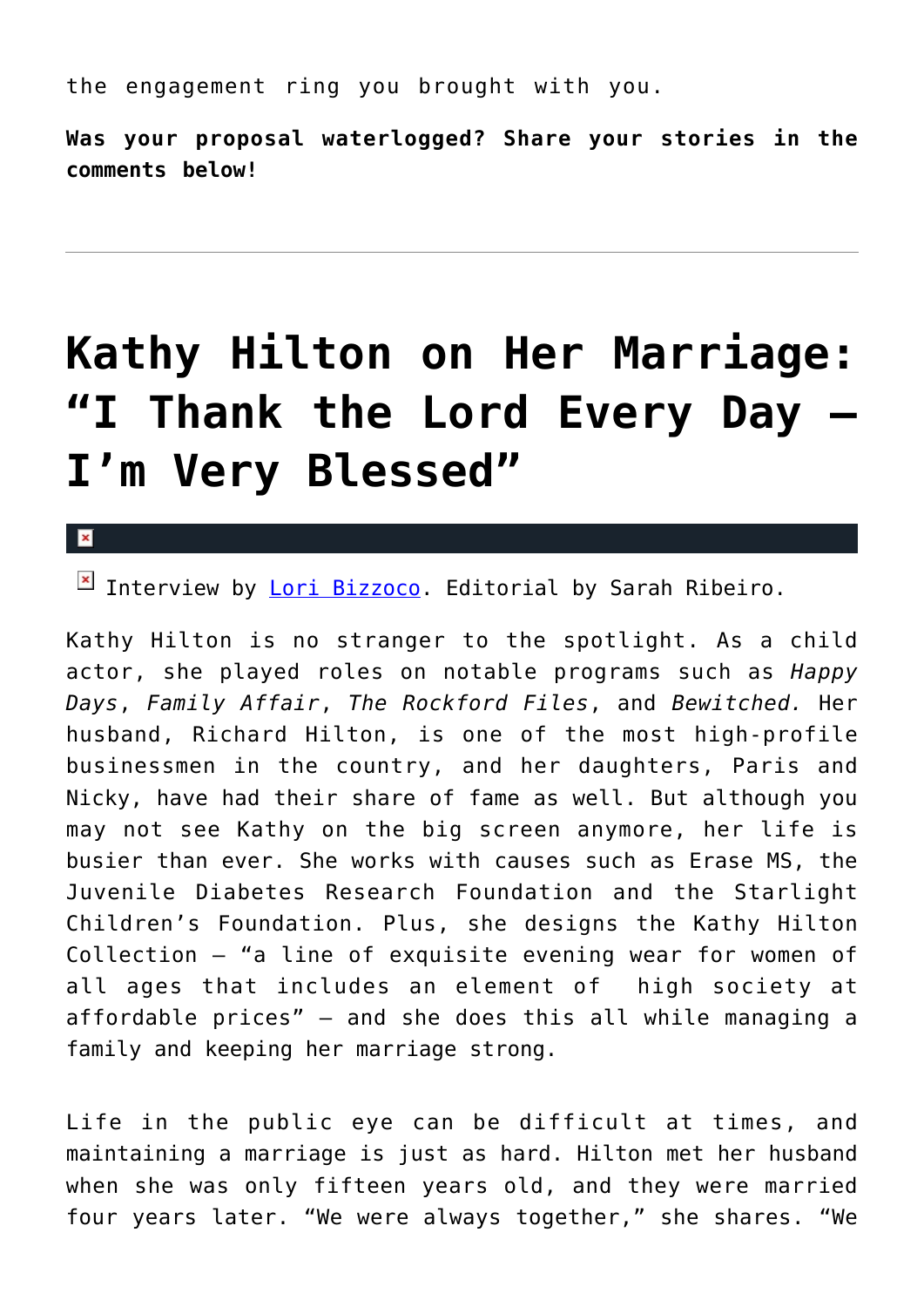the engagement ring you brought with you.

**Was your proposal waterlogged? Share your stories in the comments below!**

---

# Kathy Hilton on Her Marriage: "I Thank the Lord Every Day – I'm Very Blessed"

Interview by Lori Bizzoco. Editorial by Sarah Ribeiro.

Kathy Hilton is no stranger to the spotlight. As a child actor, she played roles on notable programs such as *Happy Days*, *Family Affair*, *The Rockford Files*, and *Bewitched.* Her husband, Richard Hilton, is one of the most high-profile businessmen in the country, and her daughters, Paris and Nicky, have had their share of fame as well. But although you may not see Kathy on the big screen anymore, her life is busier than ever. She works with causes such as Erase MS, the Juvenile Diabetes Research Foundation and the Starlight Children's Foundation. Plus, she designs the Kathy Hilton Collection – "a line of exquisite evening wear for women of all ages that includes an element of high society at affordable prices" – and she does this all while managing a family and keeping her marriage strong.

Life in the public eye can be difficult at times, and maintaining a marriage is just as hard. Hilton met her husband when she was only fifteen years old, and they were married four years later. "We were always together," she shares. "We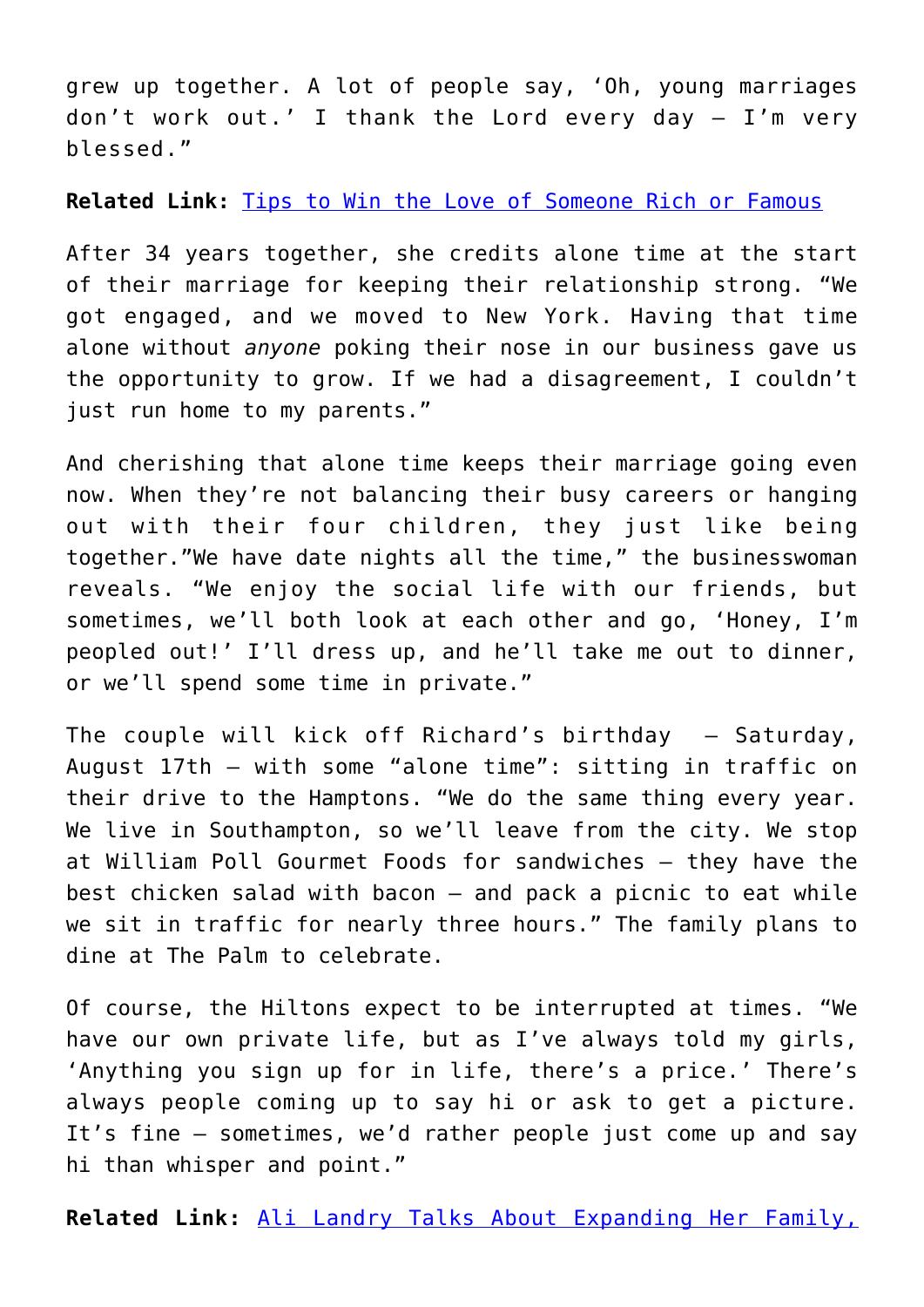grew up together. A lot of people say, 'Oh, young marriages don't work out.' I thank the Lord every day – I'm very blessed."

**Related Link:** [Tips to Win the Love of Someone Rich or Famous]()

After 34 years together, she credits alone time at the start of their marriage for keeping their relationship strong. "We got engaged, and we moved to New York. Having that time alone without *anyone* poking their nose in our business gave us the opportunity to grow. If we had a disagreement, I couldn't just run home to my parents."

And cherishing that alone time keeps their marriage going even now. When they're not balancing their busy careers or hanging out with their four children, they just like being together."We have date nights all the time," the businesswoman reveals. "We enjoy the social life with our friends, but sometimes, we'll both look at each other and go, 'Honey, I'm peopled out!' I'll dress up, and he'll take me out to dinner, or we'll spend some time in private."

The couple will kick off Richard's birthday – Saturday, August 17th – with some "alone time": sitting in traffic on their drive to the Hamptons. "We do the same thing every year. We live in Southampton, so we'll leave from the city. We stop at William Poll Gourmet Foods for sandwiches – they have the best chicken salad with bacon – and pack a picnic to eat while we sit in traffic for nearly three hours." The family plans to dine at The Palm to celebrate.

Of course, the Hiltons expect to be interrupted at times. "We have our own private life, but as I've always told my girls, 'Anything you sign up for in life, there's a price.' There's always people coming up to say hi or ask to get a picture. It's fine – sometimes, we'd rather people just come up and say hi than whisper and point."

**Related Link:** [Ali Landry Talks About Expanding Her Family,]()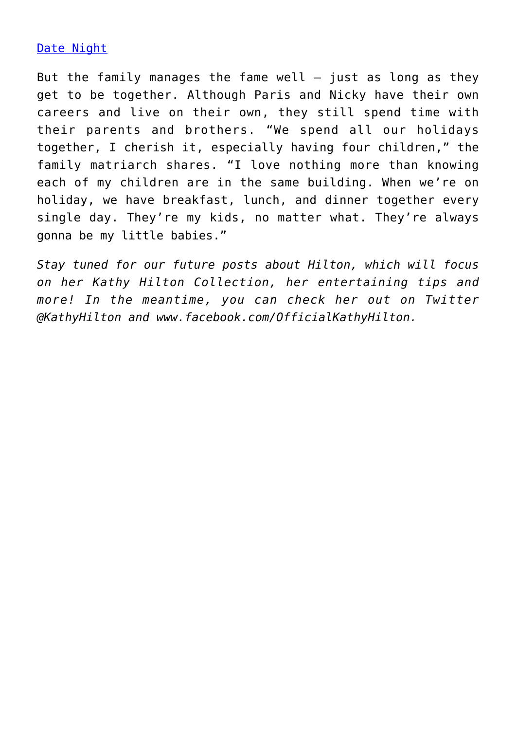[Date Night]

But the family manages the fame well – just as long as they get to be together. Although Paris and Nicky have their own careers and live on their own, they still spend time with their parents and brothers. "We spend all our holidays together, I cherish it, especially having four children," the family matriarch shares. "I love nothing more than knowing each of my children are in the same building. When we're on holiday, we have breakfast, lunch, and dinner together every single day. They're my kids, no matter what. They're always gonna be my little babies."

*Stay tuned for our future posts about Hilton, which will focus on her Kathy Hilton Collection, her entertaining tips and more! In the meantime, you can check her out on Twitter @KathyHilton and www.facebook.com/OfficialKathyHilton.*